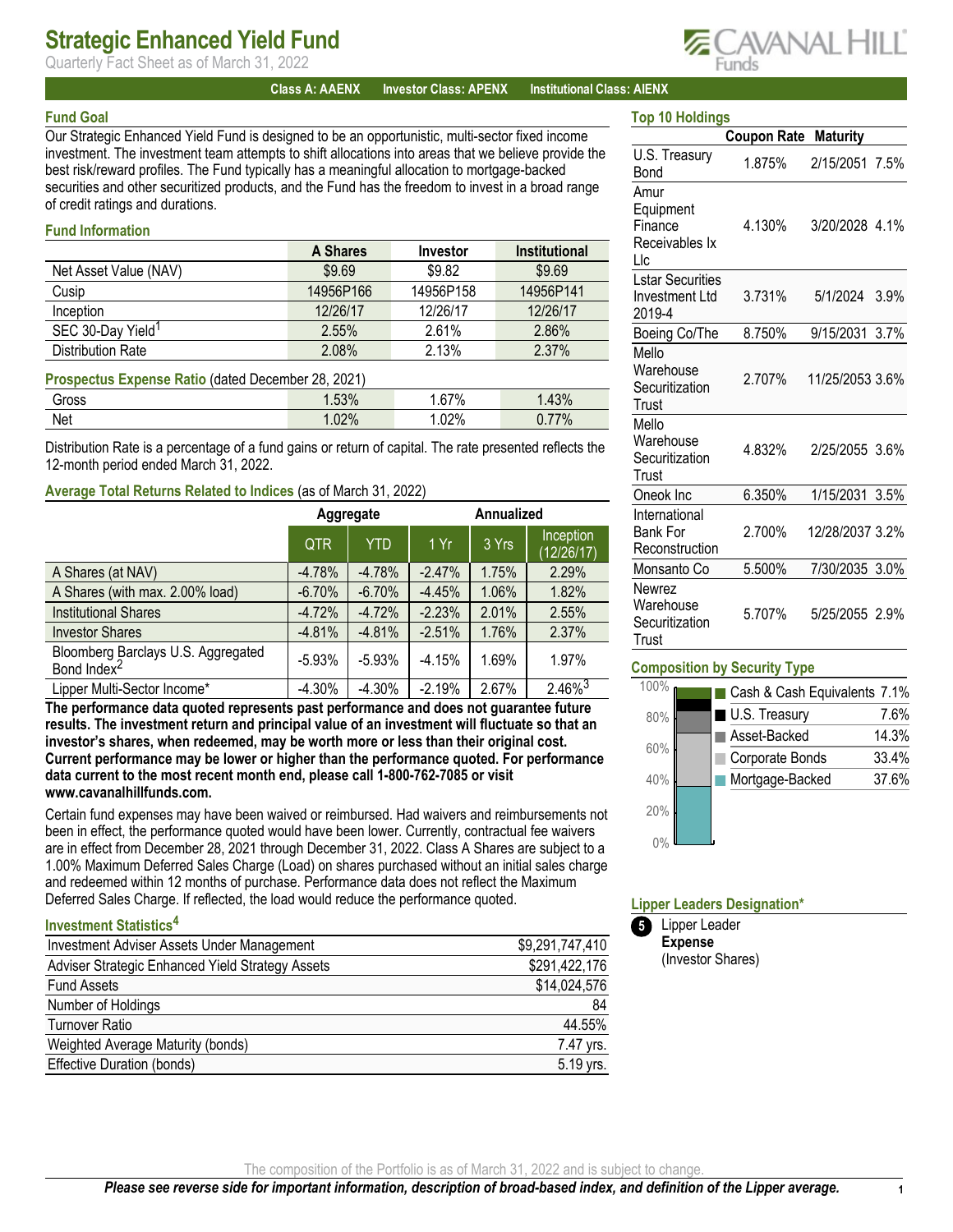# Strategic Enhanced Yield Fund

Quarterly Fact Sheet as of March 31, 2022

**Class A: AAENX** **Investor Class: APENX** **Institutional Class: AIENX**

## Fund Goal

Our Strategic Enhanced Yield Fund is designed to be an opportunistic, multi-sector fixed income investment. The investment team attempts to shift allocations into areas that we believe provide the best risk/reward profiles. The Fund typically has a meaningful allocation to mortgage-backed securities and other securitized products, and the Fund has the freedom to invest in a broad range of credit ratings and durations.

## Fund Information

| | A Shares | Investor | Institutional |
|---|---|---|---|
| Net Asset Value (NAV) | $9.69 | $9.82 | $9.69 |
| Cusip | 14956P166 | 14956P158 | 14956P141 |
| Inception | 12/26/17 | 12/26/17 | 12/26/17 |
| SEC 30-Day Yield[1] | 2.55% | 2.61% | 2.86% |
| Distribution Rate | 2.08% | 2.13% | 2.37% |

**Prospectus Expense Ratio** (dated December 28, 2021)

| | A Shares | Investor | Institutional |
|---|---|---|---|
| Gross | 1.53% | 1.67% | 1.43% |
| Net | 1.02% | 1.02% | 0.77% |

Distribution Rate is a percentage of a fund gains or return of capital. The rate presented reflects the 12-month period ended March 31, 2022.

## Average Total Returns Related to Indices (as of March 31, 2022)

| | Aggregate | | Annualized | | |
|---|---|---|---|---|---|
| | QTR | YTD | 1 Yr | 3 Yrs | Inception (12/26/17) |
| A Shares (at NAV) | -4.78% | -4.78% | -2.47% | 1.75% | 2.29% |
| A Shares (with max. 2.00% load) | -6.70% | -6.70% | -4.45% | 1.06% | 1.82% |
| Institutional Shares | -4.72% | -4.72% | -2.23% | 2.01% | 2.55% |
| Investor Shares | -4.81% | -4.81% | -2.51% | 1.76% | 2.37% |
| Bloomberg Barclays U.S. Aggregated Bond Index[2] | -5.93% | -5.93% | -4.15% | 1.69% | 1.97% |
| Lipper Multi-Sector Income* | -4.30% | -4.30% | -2.19% | 2.67% | 2.46%[3] |

**The performance data quoted represents past performance and does not guarantee future results. The investment return and principal value of an investment will fluctuate so that an investor's shares, when redeemed, may be worth more or less than their original cost. Current performance may be lower or higher than the performance quoted. For performance data current to the most recent month end, please call 1-800-762-7085 or visit www.cavanalhillfunds.com.**

Certain fund expenses may have been waived or reimbursed. Had waivers and reimbursements not been in effect, the performance quoted would have been lower. Currently, contractual fee waivers are in effect from December 28, 2021 through December 31, 2022. Class A Shares are subject to a 1.00% Maximum Deferred Sales Charge (Load) on shares purchased without an initial sales charge and redeemed within 12 months of purchase. Performance data does not reflect the Maximum Deferred Sales Charge. If reflected, the load would reduce the performance quoted.

## Investment Statistics[4]

| | |
|---|---|
| Investment Adviser Assets Under Management | $9,291,747,410 |
| Adviser Strategic Enhanced Yield Strategy Assets | $291,422,176 |
| Fund Assets | $14,024,576 |
| Number of Holdings | 84 |
| Turnover Ratio | 44.55% |
| Weighted Average Maturity (bonds) | 7.47 yrs. |
| Effective Duration (bonds) | 5.19 yrs. |

## Top 10 Holdings

| | Coupon Rate | Maturity | |
|---|---|---|---|
| U.S. Treasury Bond | 1.875% | 2/15/2051 | 7.5% |
| Amur Equipment Finance Receivables Ix Llc | 4.130% | 3/20/2028 | 4.1% |
| Lstar Securities Investment Ltd 2019-4 | 3.731% | 5/1/2024 | 3.9% |
| Boeing Co/The | 8.750% | 9/15/2031 | 3.7% |
| Mello Warehouse Securitization Trust | 2.707% | 11/25/2053 | 3.6% |
| Mello Warehouse Securitization Trust | 4.832% | 2/25/2055 | 3.6% |
| Oneok Inc | 6.350% | 1/15/2031 | 3.5% |
| International Bank For Reconstruction | 2.700% | 12/28/2037 | 3.2% |
| Monsanto Co | 5.500% | 7/30/2035 | 3.0% |
| Newrez Warehouse Securitization Trust | 5.707% | 5/25/2055 | 2.9% |

## Composition by Security Type

| | |
|---|---|
| Cash & Cash Equivalents | 7.1% |
| U.S. Treasury | 7.6% |
| Asset-Backed | 14.3% |
| Corporate Bonds | 33.4% |
| Mortgage-Backed | 37.6% |

## Lipper Leaders Designation*

5 Lipper Leader
**Expense**
(Investor Shares)

The composition of the Portfolio is as of March 31, 2022 and is subject to change.

***Please see reverse side for important information, description of broad-based index, and definition of the Lipper average.***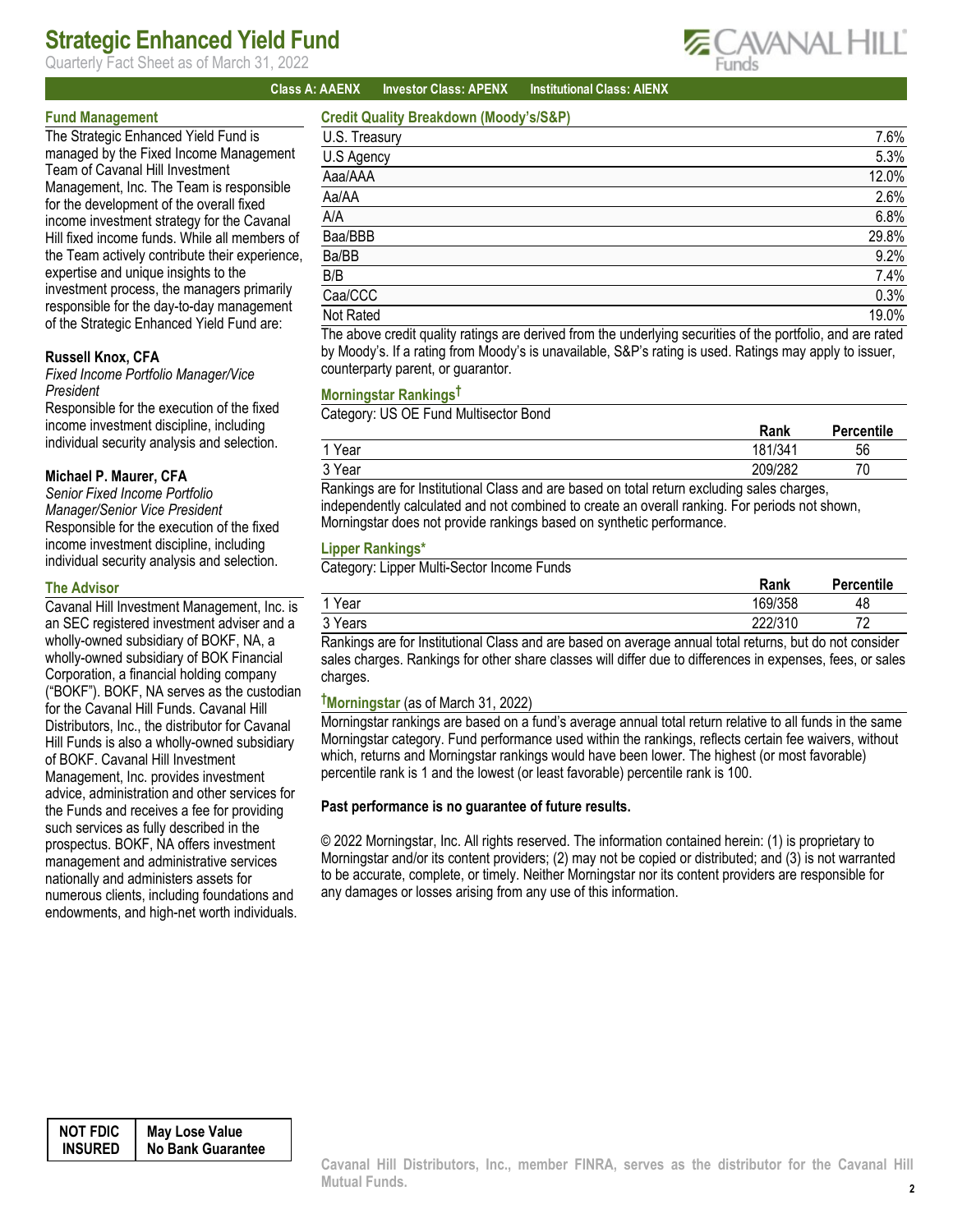# Strategic Enhanced Yield Fund

Quarterly Fact Sheet as of March 31, 2022

**Class A: AAENX** **Investor Class: APENX** **Institutional Class: AIENX**

## Fund Management

The Strategic Enhanced Yield Fund is managed by the Fixed Income Management Team of Cavanal Hill Investment Management, Inc. The Team is responsible for the development of the overall fixed income investment strategy for the Cavanal Hill fixed income funds. While all members of the Team actively contribute their experience, expertise and unique insights to the investment process, the managers primarily responsible for the day-to-day management of the Strategic Enhanced Yield Fund are:

**Russell Knox, CFA**
*Fixed Income Portfolio Manager/Vice President*
Responsible for the execution of the fixed income investment discipline, including individual security analysis and selection.

**Michael P. Maurer, CFA**
*Senior Fixed Income Portfolio Manager/Senior Vice President*
Responsible for the execution of the fixed income investment discipline, including individual security analysis and selection.

## The Advisor

Cavanal Hill Investment Management, Inc. is an SEC registered investment adviser and a wholly-owned subsidiary of BOKF, NA, a wholly-owned subsidiary of BOK Financial Corporation, a financial holding company ("BOKF"). BOKF, NA serves as the custodian for the Cavanal Hill Funds. Cavanal Hill Distributors, Inc., the distributor for Cavanal Hill Funds is also a wholly-owned subsidiary of BOKF. Cavanal Hill Investment Management, Inc. provides investment advice, administration and other services for the Funds and receives a fee for providing such services as fully described in the prospectus. BOKF, NA offers investment management and administrative services nationally and administers assets for numerous clients, including foundations and endowments, and high-net worth individuals.

## Credit Quality Breakdown (Moody's/S&P)

| | |
|---|---|
| U.S. Treasury | 7.6% |
| U.S Agency | 5.3% |
| Aaa/AAA | 12.0% |
| Aa/AA | 2.6% |
| A/A | 6.8% |
| Baa/BBB | 29.8% |
| Ba/BB | 9.2% |
| B/B | 7.4% |
| Caa/CCC | 0.3% |
| Not Rated | 19.0% |

The above credit quality ratings are derived from the underlying securities of the portfolio, and are rated by Moody's. If a rating from Moody's is unavailable, S&P's rating is used. Ratings may apply to issuer, counterparty parent, or guarantor.

## Morningstar Rankings†

Category: US OE Fund Multisector Bond

| | Rank | Percentile |
|---|---|---|
| 1 Year | 181/341 | 56 |
| 3 Year | 209/282 | 70 |

Rankings are for Institutional Class and are based on total return excluding sales charges, independently calculated and not combined to create an overall ranking. For periods not shown, Morningstar does not provide rankings based on synthetic performance.

## Lipper Rankings*

Category: Lipper Multi-Sector Income Funds

| | Rank | Percentile |
|---|---|---|
| 1 Year | 169/358 | 48 |
| 3 Years | 222/310 | 72 |

Rankings are for Institutional Class and are based on average annual total returns, but do not consider sales charges. Rankings for other share classes will differ due to differences in expenses, fees, or sales charges.

**†Morningstar** (as of March 31, 2022)

Morningstar rankings are based on a fund's average annual total return relative to all funds in the same Morningstar category. Fund performance used within the rankings, reflects certain fee waivers, without which, returns and Morningstar rankings would have been lower. The highest (or most favorable) percentile rank is 1 and the lowest (or least favorable) percentile rank is 100.

**Past performance is no guarantee of future results.**

© 2022 Morningstar, Inc. All rights reserved. The information contained herein: (1) is proprietary to Morningstar and/or its content providers; (2) may not be copied or distributed; and (3) is not warranted to be accurate, complete, or timely. Neither Morningstar nor its content providers are responsible for any damages or losses arising from any use of this information.

| NOT FDIC INSURED | May Lose Value No Bank Guarantee |
|---|---|

**Cavanal Hill Distributors, Inc., member FINRA, serves as the distributor for the Cavanal Hill Mutual Funds.**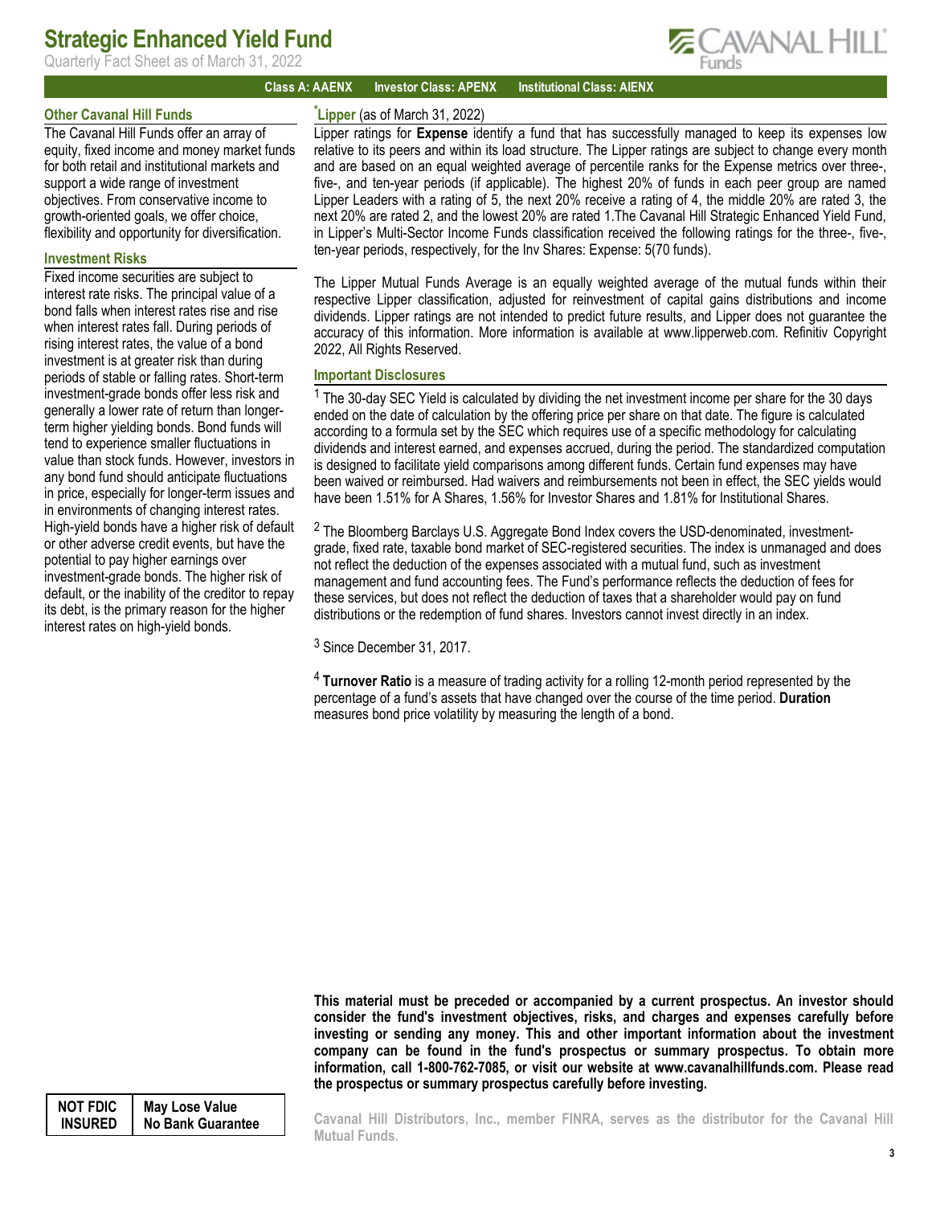# Strategic Enhanced Yield Fund

Quarterly Fact Sheet as of March 31, 2022

**Class A: AAENX** **Investor Class: APENX** **Institutional Class: AIENX**

## Other Cavanal Hill Funds

The Cavanal Hill Funds offer an array of equity, fixed income and money market funds for both retail and institutional markets and support a wide range of investment objectives. From conservative income to growth-oriented goals, we offer choice, flexibility and opportunity for diversification.

## Investment Risks

Fixed income securities are subject to interest rate risks. The principal value of a bond falls when interest rates rise and rise when interest rates fall. During periods of rising interest rates, the value of a bond investment is at greater risk than during periods of stable or falling rates. Short-term investment-grade bonds offer less risk and generally a lower rate of return than longer-term higher yielding bonds. Bond funds will tend to experience smaller fluctuations in value than stock funds. However, investors in any bond fund should anticipate fluctuations in price, especially for longer-term issues and in environments of changing interest rates. High-yield bonds have a higher risk of default or other adverse credit events, but have the potential to pay higher earnings over investment-grade bonds. The higher risk of default, or the inability of the creditor to repay its debt, is the primary reason for the higher interest rates on high-yield bonds.

## *Lipper (as of March 31, 2022)

Lipper ratings for **Expense** identify a fund that has successfully managed to keep its expenses low relative to its peers and within its load structure. The Lipper ratings are subject to change every month and are based on an equal weighted average of percentile ranks for the Expense metrics over three-, five-, and ten-year periods (if applicable). The highest 20% of funds in each peer group are named Lipper Leaders with a rating of 5, the next 20% receive a rating of 4, the middle 20% are rated 3, the next 20% are rated 2, and the lowest 20% are rated 1.The Cavanal Hill Strategic Enhanced Yield Fund, in Lipper's Multi-Sector Income Funds classification received the following ratings for the three-, five-, ten-year periods, respectively, for the Inv Shares: Expense: 5(70 funds).

The Lipper Mutual Funds Average is an equally weighted average of the mutual funds within their respective Lipper classification, adjusted for reinvestment of capital gains distributions and income dividends. Lipper ratings are not intended to predict future results, and Lipper does not guarantee the accuracy of this information. More information is available at www.lipperweb.com. Refinitiv Copyright 2022, All Rights Reserved.

## Important Disclosures

[1] The 30-day SEC Yield is calculated by dividing the net investment income per share for the 30 days ended on the date of calculation by the offering price per share on that date. The figure is calculated according to a formula set by the SEC which requires use of a specific methodology for calculating dividends and interest earned, and expenses accrued, during the period. The standardized computation is designed to facilitate yield comparisons among different funds. Certain fund expenses may have been waived or reimbursed. Had waivers and reimbursements not been in effect, the SEC yields would have been 1.51% for A Shares, 1.56% for Investor Shares and 1.81% for Institutional Shares.

[2] The Bloomberg Barclays U.S. Aggregate Bond Index covers the USD-denominated, investment-grade, fixed rate, taxable bond market of SEC-registered securities. The index is unmanaged and does not reflect the deduction of the expenses associated with a mutual fund, such as investment management and fund accounting fees. The Fund's performance reflects the deduction of fees for these services, but does not reflect the deduction of taxes that a shareholder would pay on fund distributions or the redemption of fund shares. Investors cannot invest directly in an index.

[3] Since December 31, 2017.

[4] **Turnover Ratio** is a measure of trading activity for a rolling 12-month period represented by the percentage of a fund's assets that have changed over the course of the time period. **Duration** measures bond price volatility by measuring the length of a bond.

**This material must be preceded or accompanied by a current prospectus. An investor should consider the fund's investment objectives, risks, and charges and expenses carefully before investing or sending any money. This and other important information about the investment company can be found in the fund's prospectus or summary prospectus. To obtain more information, call 1-800-762-7085, or visit our website at www.cavanalhillfunds.com. Please read the prospectus or summary prospectus carefully before investing.**

| | |
|---|---|
| **NOT FDIC INSURED** | **May Lose Value No Bank Guarantee** |

**Cavanal Hill Distributors, Inc., member FINRA, serves as the distributor for the Cavanal Hill Mutual Funds.**